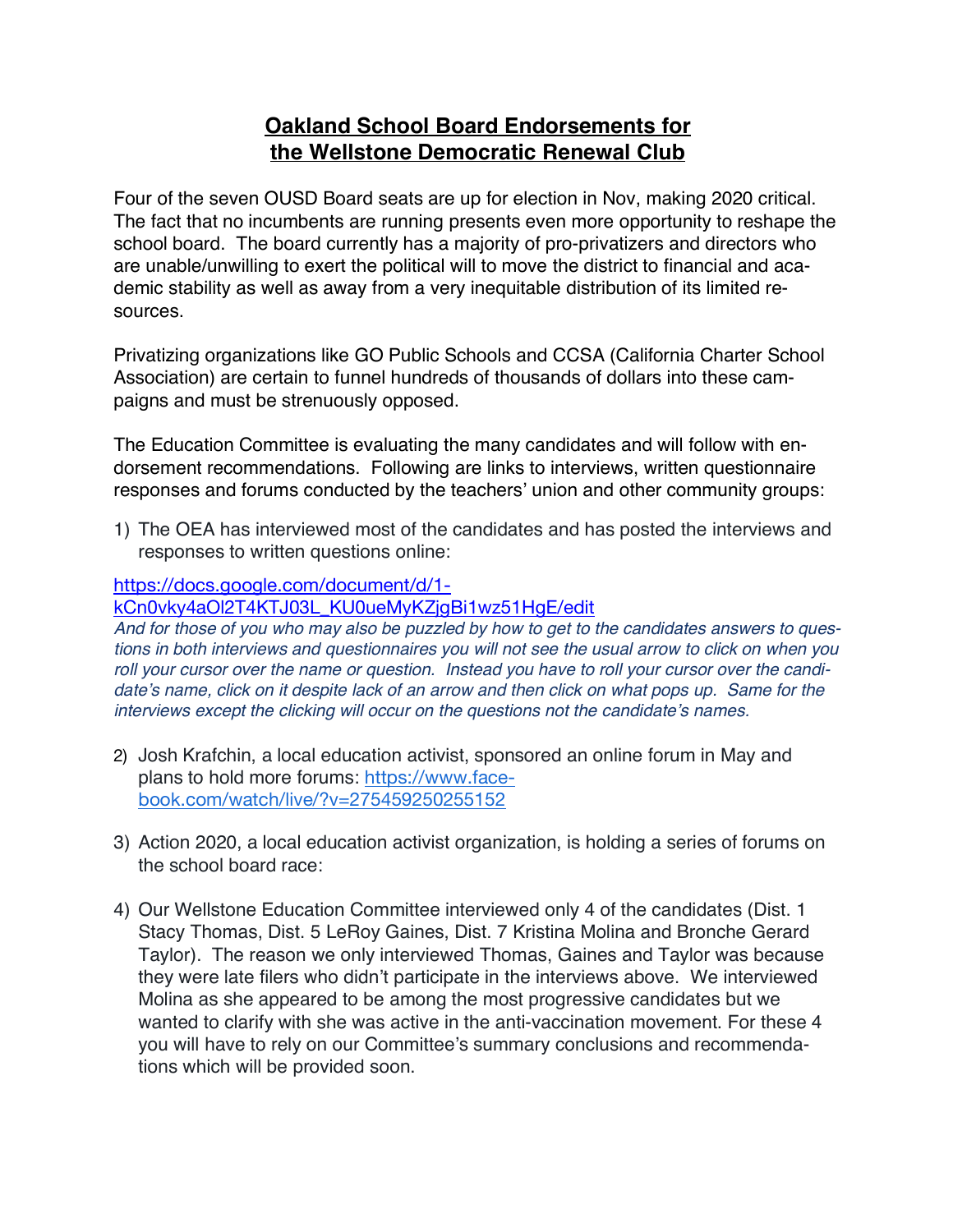# Oakland School Board Endorsements for the Wellstone Democratic Renewal Club

Four of the seven OUSD Board seats are up for election in Nov, making 2020 critical. The fact that no incumbents are running presents even more opportunity to reshape the school board. The board currently has a majority of pro-privatizers and directors who are unable/unwilling to exert the political will to move the district to financial and academic stability as well as away from a very inequitable distribution of its limited resources.

Privatizing organizations like GO Public Schools and CCSA (California Charter School Association) are certain to funnel hundreds of thousands of dollars into these campaigns and must be strenuously opposed.

The Education Committee is evaluating the many candidates and will follow with endorsement recommendations. Following are links to interviews, written questionnaire responses and forums conducted by the teachers' union and other community groups:

1) The OEA has interviewed most of the candidates and has posted the interviews and responses to written questions online:

[https://docs.google.com/document/d/1-kCn0vky4aOl2T4KTJ03L_KU0ueMyKZjgBi1wz51HgE/edit](https://docs.google.com/document/d/1-kCn0vky4aOl2T4KTJ03L_KU0ueMyKZjgBi1wz51HgE/edit)
*And for those of you who may also be puzzled by how to get to the candidates answers to questions in both interviews and questionnaires you will not see the usual arrow to click on when you roll your cursor over the name or question. Instead you have to roll your cursor over the candidate's name, click on it despite lack of an arrow and then click on what pops up. Same for the interviews except the clicking will occur on the questions not the candidate's names.*

2) Josh Krafchin, a local education activist, sponsored an online forum in May and plans to hold more forums: [https://www.facebook.com/watch/live/?v=275459250255152](https://www.facebook.com/watch/live/?v=275459250255152)

3) Action 2020, a local education activist organization, is holding a series of forums on the school board race:

4) Our Wellstone Education Committee interviewed only 4 of the candidates (Dist. 1 Stacy Thomas, Dist. 5 LeRoy Gaines, Dist. 7 Kristina Molina and Bronche Gerard Taylor). The reason we only interviewed Thomas, Gaines and Taylor was because they were late filers who didn't participate in the interviews above. We interviewed Molina as she appeared to be among the most progressive candidates but we wanted to clarify with she was active in the anti-vaccination movement. For these 4 you will have to rely on our Committee's summary conclusions and recommendations which will be provided soon.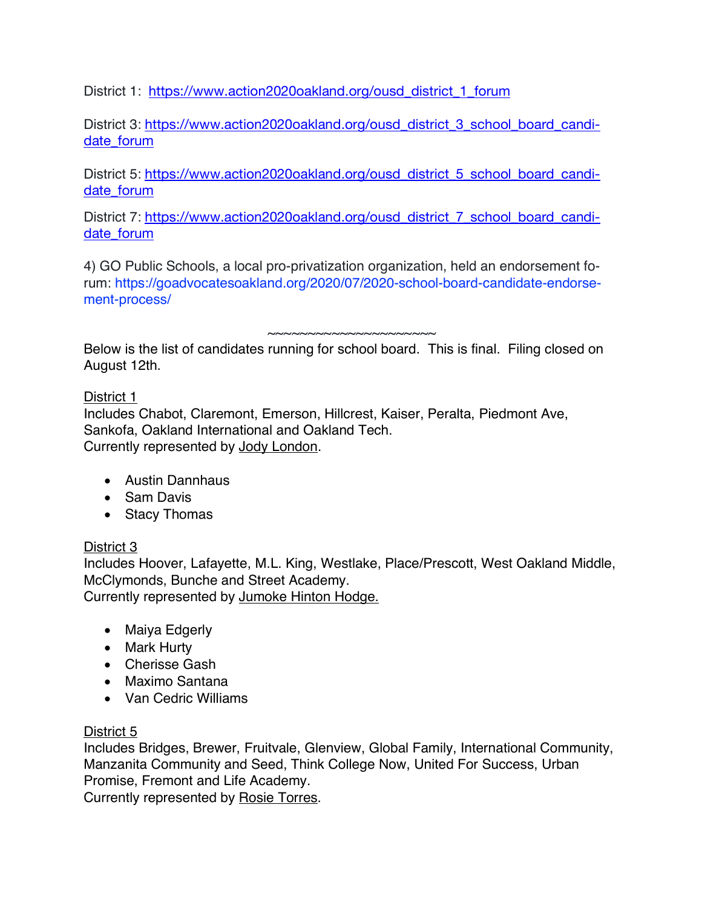District 1: [https://www.action2020oakland.org/ousd_district_1_forum](https://www.action2020oakland.org/ousd_district_1_forum)

District 3: [https://www.action2020oakland.org/ousd_district_3_school_board_candidate_forum](https://www.action2020oakland.org/ousd_district_3_school_board_candidate_forum)

District 5: [https://www.action2020oakland.org/ousd_district_5_school_board_candidate_forum](https://www.action2020oakland.org/ousd_district_5_school_board_candidate_forum)

District 7: [https://www.action2020oakland.org/ousd_district_7_school_board_candidate_forum](https://www.action2020oakland.org/ousd_district_7_school_board_candidate_forum)

4) GO Public Schools, a local pro-privatization organization, held an endorsement forum: https://goadvocatesoakland.org/2020/07/2020-school-board-candidate-endorsement-process/

~~~~~~~~~~~~~~~~~~~~

Below is the list of candidates running for school board. This is final. Filing closed on August 12th.

<u>District 1</u>
Includes Chabot, Claremont, Emerson, Hillcrest, Kaiser, Peralta, Piedmont Ave, Sankofa, Oakland International and Oakland Tech.
Currently represented by <u>Jody London</u>.

- Austin Dannhaus
- Sam Davis
- Stacy Thomas

<u>District 3</u>
Includes Hoover, Lafayette, M.L. King, Westlake, Place/Prescott, West Oakland Middle, McClymonds, Bunche and Street Academy.
Currently represented by <u>Jumoke Hinton Hodge.</u>

- Maiya Edgerly
- Mark Hurty
- Cherisse Gash
- Maximo Santana
- Van Cedric Williams

<u>District 5</u>
Includes Bridges, Brewer, Fruitvale, Glenview, Global Family, International Community, Manzanita Community and Seed, Think College Now, United For Success, Urban Promise, Fremont and Life Academy.
Currently represented by <u>Rosie Torres</u>.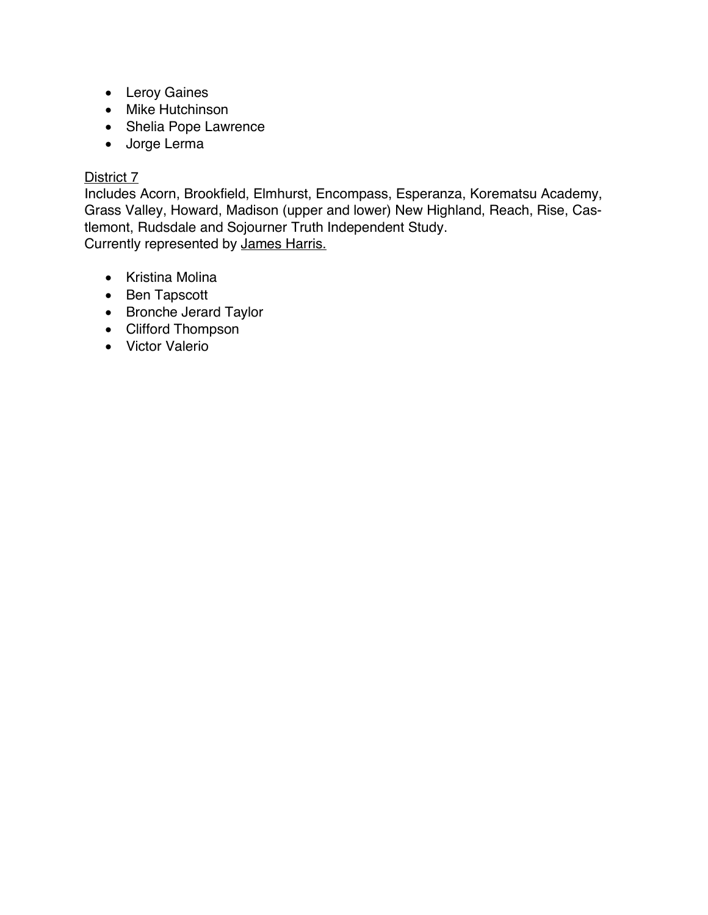- Leroy Gaines
- Mike Hutchinson
- Shelia Pope Lawrence
- Jorge Lerma

<u>District 7</u>

Includes Acorn, Brookfield, Elmhurst, Encompass, Esperanza, Korematsu Academy, Grass Valley, Howard, Madison (upper and lower) New Highland, Reach, Rise, Castlemont, Rudsdale and Sojourner Truth Independent Study.
Currently represented by <u>James Harris.</u>

- Kristina Molina
- Ben Tapscott
- Bronche Jerard Taylor
- Clifford Thompson
- Victor Valerio